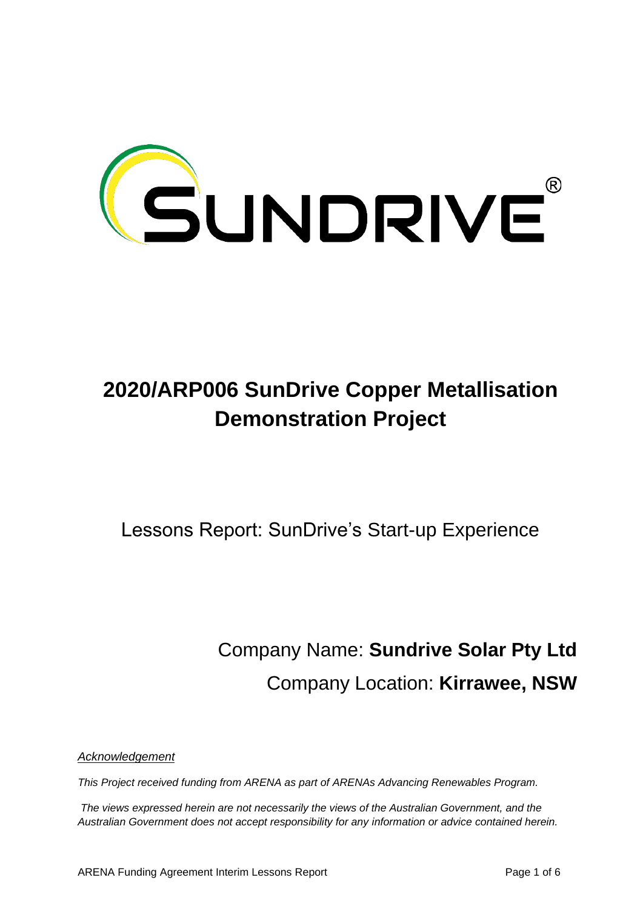SUNDRIVE®

# 2020/ARP006 SunDrive Copper Metallisation Demonstration Project

## Lessons Report: SunDrive's Start-up Experience

Company Name: **Sundrive Solar Pty Ltd**

Company Location: **Kirrawee, NSW**

*Acknowledgement*

*This Project received funding from ARENA as part of ARENAs Advancing Renewables Program.*

*The views expressed herein are not necessarily the views of the Australian Government, and the Australian Government does not accept responsibility for any information or advice contained herein.*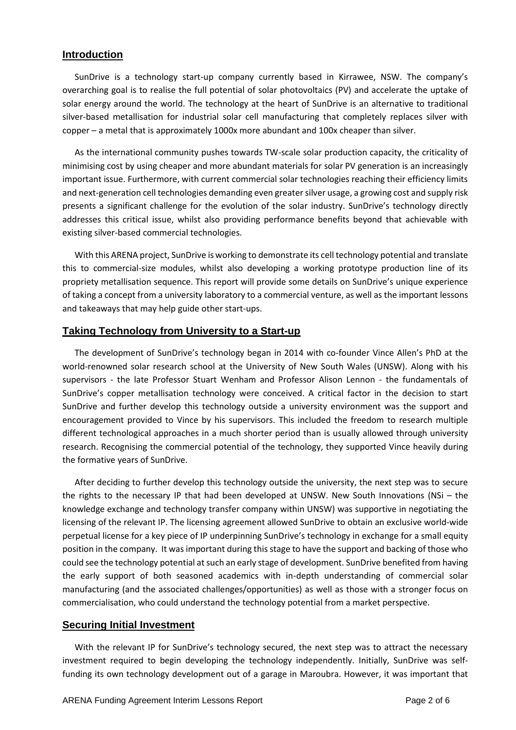## Introduction

SunDrive is a technology start-up company currently based in Kirrawee, NSW. The company's overarching goal is to realise the full potential of solar photovoltaics (PV) and accelerate the uptake of solar energy around the world. The technology at the heart of SunDrive is an alternative to traditional silver-based metallisation for industrial solar cell manufacturing that completely replaces silver with copper – a metal that is approximately 1000x more abundant and 100x cheaper than silver.

As the international community pushes towards TW-scale solar production capacity, the criticality of minimising cost by using cheaper and more abundant materials for solar PV generation is an increasingly important issue. Furthermore, with current commercial solar technologies reaching their efficiency limits and next-generation cell technologies demanding even greater silver usage, a growing cost and supply risk presents a significant challenge for the evolution of the solar industry. SunDrive's technology directly addresses this critical issue, whilst also providing performance benefits beyond that achievable with existing silver-based commercial technologies.

With this ARENA project, SunDrive is working to demonstrate its cell technology potential and translate this to commercial-size modules, whilst also developing a working prototype production line of its propriety metallisation sequence. This report will provide some details on SunDrive's unique experience of taking a concept from a university laboratory to a commercial venture, as well as the important lessons and takeaways that may help guide other start-ups.

## Taking Technology from University to a Start-up

The development of SunDrive's technology began in 2014 with co-founder Vince Allen's PhD at the world-renowned solar research school at the University of New South Wales (UNSW). Along with his supervisors - the late Professor Stuart Wenham and Professor Alison Lennon - the fundamentals of SunDrive's copper metallisation technology were conceived. A critical factor in the decision to start SunDrive and further develop this technology outside a university environment was the support and encouragement provided to Vince by his supervisors. This included the freedom to research multiple different technological approaches in a much shorter period than is usually allowed through university research. Recognising the commercial potential of the technology, they supported Vince heavily during the formative years of SunDrive.

After deciding to further develop this technology outside the university, the next step was to secure the rights to the necessary IP that had been developed at UNSW. New South Innovations (NSi – the knowledge exchange and technology transfer company within UNSW) was supportive in negotiating the licensing of the relevant IP. The licensing agreement allowed SunDrive to obtain an exclusive world-wide perpetual license for a key piece of IP underpinning SunDrive's technology in exchange for a small equity position in the company. It was important during this stage to have the support and backing of those who could see the technology potential at such an early stage of development. SunDrive benefited from having the early support of both seasoned academics with in-depth understanding of commercial solar manufacturing (and the associated challenges/opportunities) as well as those with a stronger focus on commercialisation, who could understand the technology potential from a market perspective.

## Securing Initial Investment

With the relevant IP for SunDrive's technology secured, the next step was to attract the necessary investment required to begin developing the technology independently. Initially, SunDrive was self-funding its own technology development out of a garage in Maroubra. However, it was important that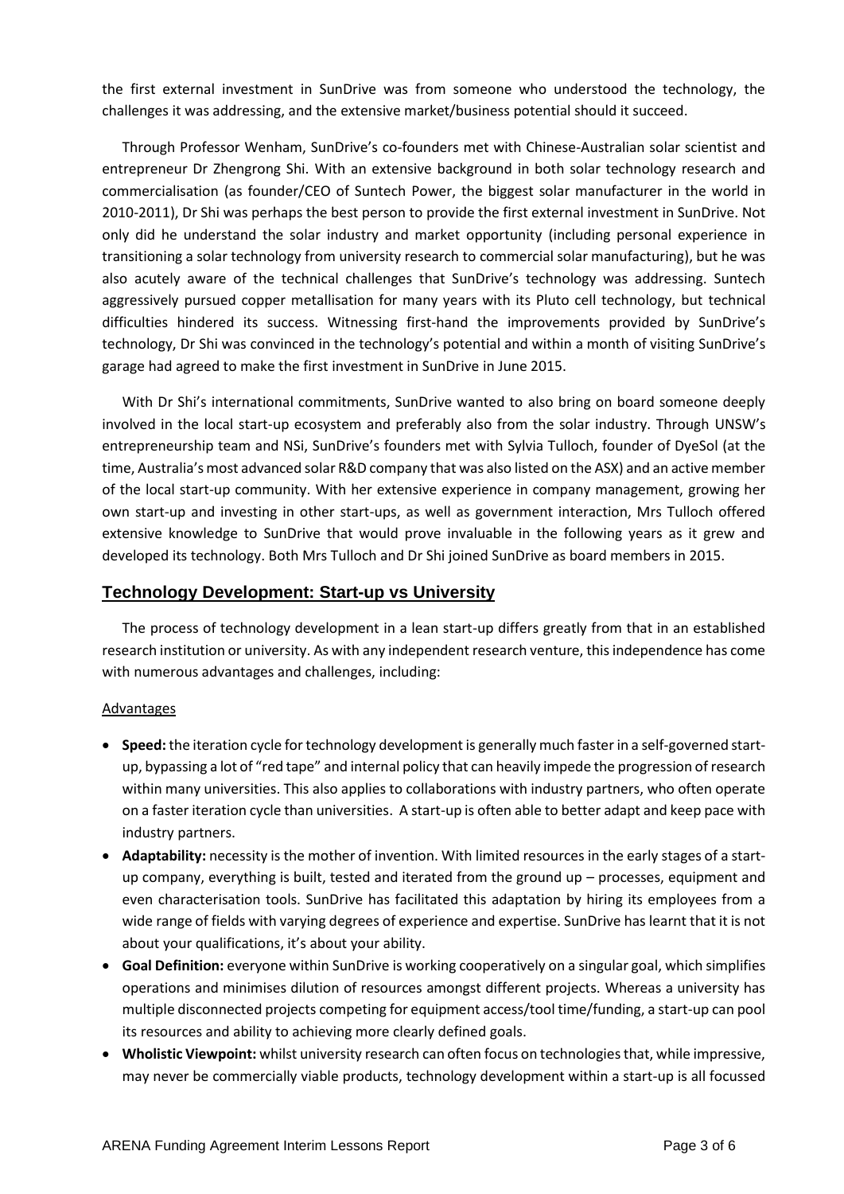the first external investment in SunDrive was from someone who understood the technology, the challenges it was addressing, and the extensive market/business potential should it succeed.

Through Professor Wenham, SunDrive's co-founders met with Chinese-Australian solar scientist and entrepreneur Dr Zhengrong Shi. With an extensive background in both solar technology research and commercialisation (as founder/CEO of Suntech Power, the biggest solar manufacturer in the world in 2010-2011), Dr Shi was perhaps the best person to provide the first external investment in SunDrive. Not only did he understand the solar industry and market opportunity (including personal experience in transitioning a solar technology from university research to commercial solar manufacturing), but he was also acutely aware of the technical challenges that SunDrive's technology was addressing. Suntech aggressively pursued copper metallisation for many years with its Pluto cell technology, but technical difficulties hindered its success. Witnessing first-hand the improvements provided by SunDrive's technology, Dr Shi was convinced in the technology's potential and within a month of visiting SunDrive's garage had agreed to make the first investment in SunDrive in June 2015.

With Dr Shi's international commitments, SunDrive wanted to also bring on board someone deeply involved in the local start-up ecosystem and preferably also from the solar industry. Through UNSW's entrepreneurship team and NSi, SunDrive's founders met with Sylvia Tulloch, founder of DyeSol (at the time, Australia's most advanced solar R&D company that was also listed on the ASX) and an active member of the local start-up community. With her extensive experience in company management, growing her own start-up and investing in other start-ups, as well as government interaction, Mrs Tulloch offered extensive knowledge to SunDrive that would prove invaluable in the following years as it grew and developed its technology. Both Mrs Tulloch and Dr Shi joined SunDrive as board members in 2015.

## Technology Development: Start-up vs University

The process of technology development in a lean start-up differs greatly from that in an established research institution or university. As with any independent research venture, this independence has come with numerous advantages and challenges, including:

Advantages

- **Speed:** the iteration cycle for technology development is generally much faster in a self-governed start-up, bypassing a lot of "red tape" and internal policy that can heavily impede the progression of research within many universities. This also applies to collaborations with industry partners, who often operate on a faster iteration cycle than universities. A start-up is often able to better adapt and keep pace with industry partners.
- **Adaptability:** necessity is the mother of invention. With limited resources in the early stages of a start-up company, everything is built, tested and iterated from the ground up – processes, equipment and even characterisation tools. SunDrive has facilitated this adaptation by hiring its employees from a wide range of fields with varying degrees of experience and expertise. SunDrive has learnt that it is not about your qualifications, it's about your ability.
- **Goal Definition:** everyone within SunDrive is working cooperatively on a singular goal, which simplifies operations and minimises dilution of resources amongst different projects. Whereas a university has multiple disconnected projects competing for equipment access/tool time/funding, a start-up can pool its resources and ability to achieving more clearly defined goals.
- **Wholistic Viewpoint:** whilst university research can often focus on technologies that, while impressive, may never be commercially viable products, technology development within a start-up is all focussed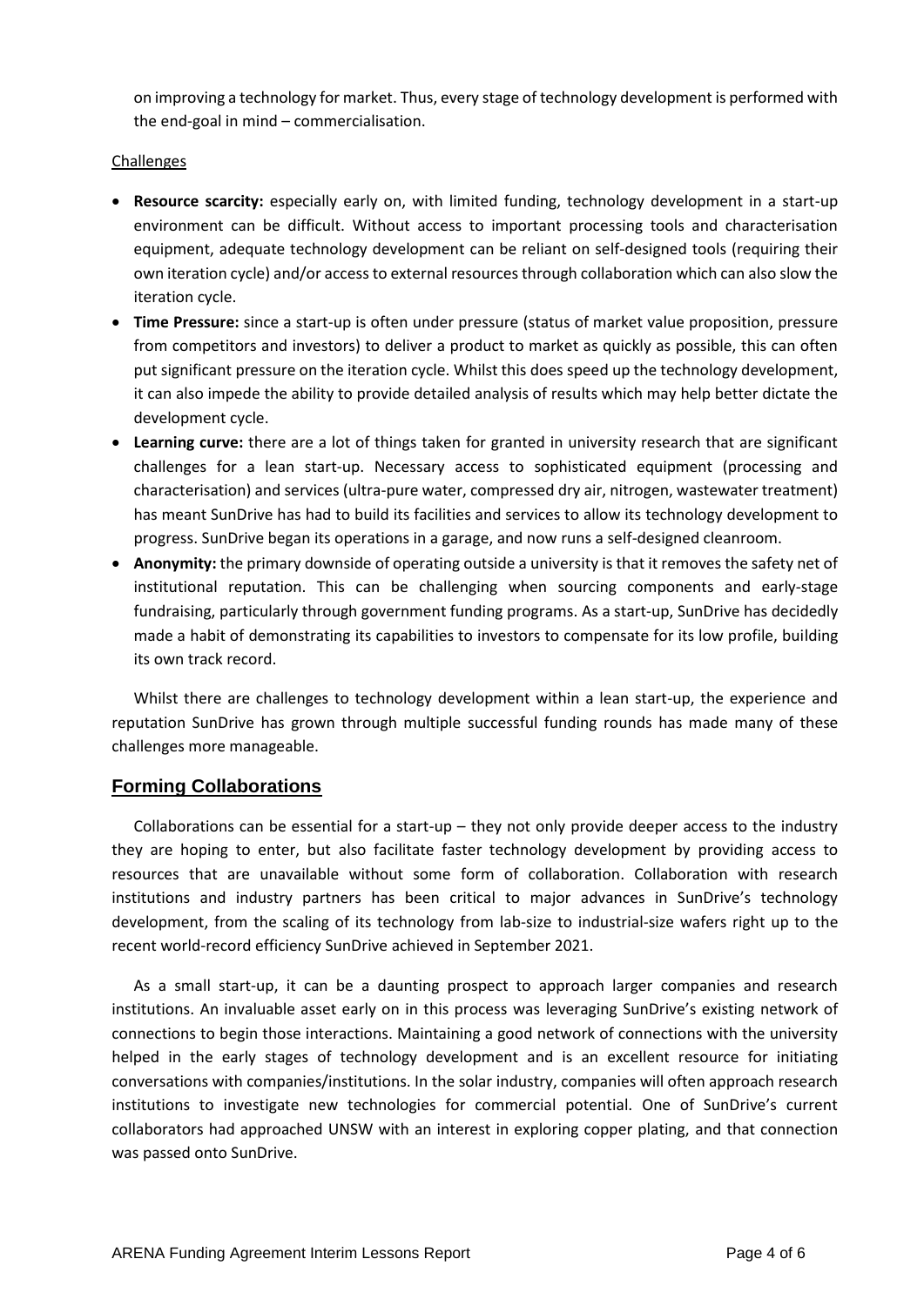on improving a technology for market. Thus, every stage of technology development is performed with the end-goal in mind – commercialisation.

Challenges

- **Resource scarcity:** especially early on, with limited funding, technology development in a start-up environment can be difficult. Without access to important processing tools and characterisation equipment, adequate technology development can be reliant on self-designed tools (requiring their own iteration cycle) and/or access to external resources through collaboration which can also slow the iteration cycle.
- **Time Pressure:** since a start-up is often under pressure (status of market value proposition, pressure from competitors and investors) to deliver a product to market as quickly as possible, this can often put significant pressure on the iteration cycle. Whilst this does speed up the technology development, it can also impede the ability to provide detailed analysis of results which may help better dictate the development cycle.
- **Learning curve:** there are a lot of things taken for granted in university research that are significant challenges for a lean start-up. Necessary access to sophisticated equipment (processing and characterisation) and services (ultra-pure water, compressed dry air, nitrogen, wastewater treatment) has meant SunDrive has had to build its facilities and services to allow its technology development to progress. SunDrive began its operations in a garage, and now runs a self-designed cleanroom.
- **Anonymity:** the primary downside of operating outside a university is that it removes the safety net of institutional reputation. This can be challenging when sourcing components and early-stage fundraising, particularly through government funding programs. As a start-up, SunDrive has decidedly made a habit of demonstrating its capabilities to investors to compensate for its low profile, building its own track record.

Whilst there are challenges to technology development within a lean start-up, the experience and reputation SunDrive has grown through multiple successful funding rounds has made many of these challenges more manageable.

## Forming Collaborations

Collaborations can be essential for a start-up – they not only provide deeper access to the industry they are hoping to enter, but also facilitate faster technology development by providing access to resources that are unavailable without some form of collaboration. Collaboration with research institutions and industry partners has been critical to major advances in SunDrive's technology development, from the scaling of its technology from lab-size to industrial-size wafers right up to the recent world-record efficiency SunDrive achieved in September 2021.

As a small start-up, it can be a daunting prospect to approach larger companies and research institutions. An invaluable asset early on in this process was leveraging SunDrive's existing network of connections to begin those interactions. Maintaining a good network of connections with the university helped in the early stages of technology development and is an excellent resource for initiating conversations with companies/institutions. In the solar industry, companies will often approach research institutions to investigate new technologies for commercial potential. One of SunDrive's current collaborators had approached UNSW with an interest in exploring copper plating, and that connection was passed onto SunDrive.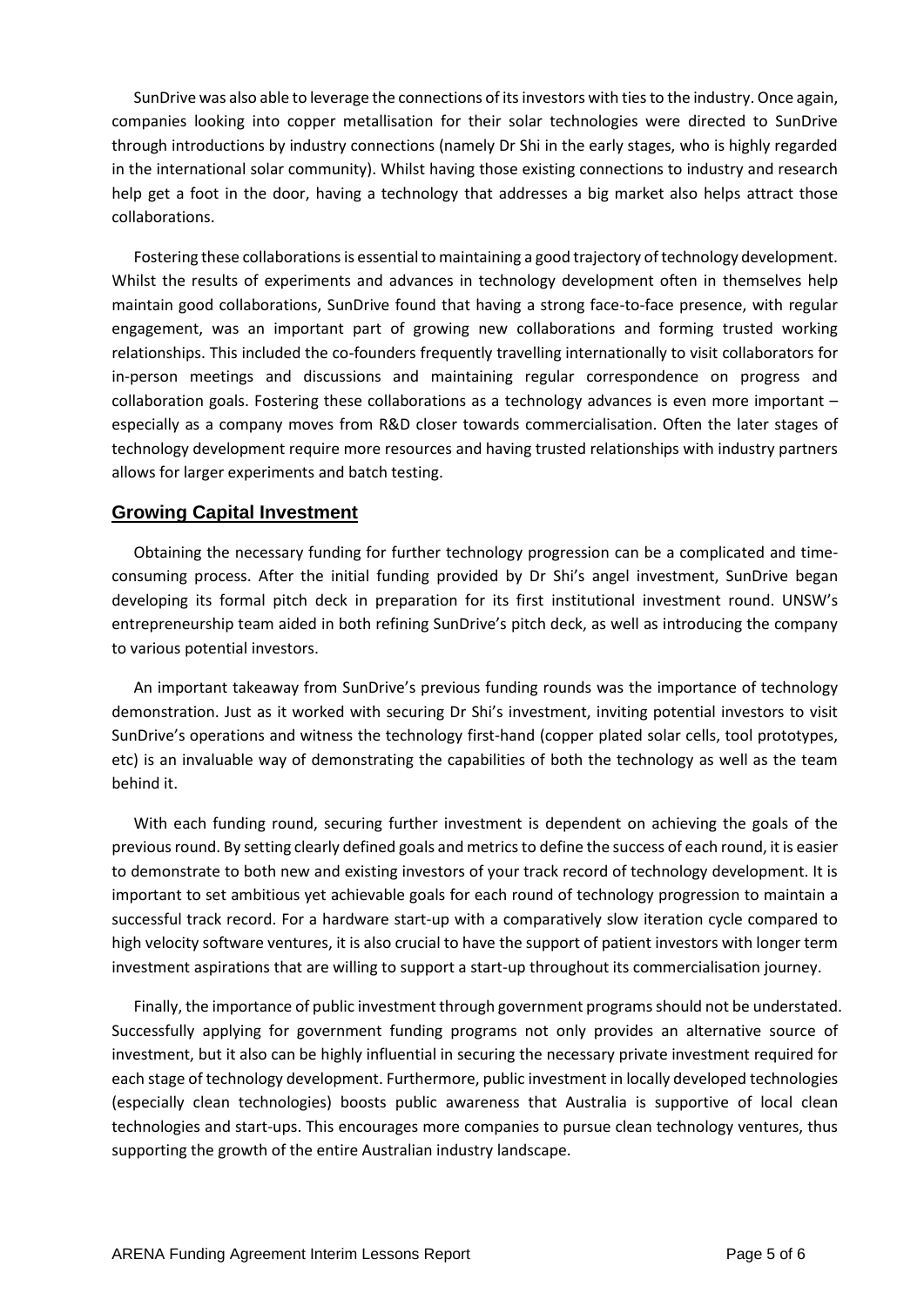SunDrive was also able to leverage the connections of its investors with ties to the industry. Once again, companies looking into copper metallisation for their solar technologies were directed to SunDrive through introductions by industry connections (namely Dr Shi in the early stages, who is highly regarded in the international solar community). Whilst having those existing connections to industry and research help get a foot in the door, having a technology that addresses a big market also helps attract those collaborations.

Fostering these collaborations is essential to maintaining a good trajectory of technology development. Whilst the results of experiments and advances in technology development often in themselves help maintain good collaborations, SunDrive found that having a strong face-to-face presence, with regular engagement, was an important part of growing new collaborations and forming trusted working relationships. This included the co-founders frequently travelling internationally to visit collaborators for in-person meetings and discussions and maintaining regular correspondence on progress and collaboration goals. Fostering these collaborations as a technology advances is even more important – especially as a company moves from R&D closer towards commercialisation. Often the later stages of technology development require more resources and having trusted relationships with industry partners allows for larger experiments and batch testing.

## Growing Capital Investment

Obtaining the necessary funding for further technology progression can be a complicated and time-consuming process. After the initial funding provided by Dr Shi's angel investment, SunDrive began developing its formal pitch deck in preparation for its first institutional investment round. UNSW's entrepreneurship team aided in both refining SunDrive's pitch deck, as well as introducing the company to various potential investors.

An important takeaway from SunDrive's previous funding rounds was the importance of technology demonstration. Just as it worked with securing Dr Shi's investment, inviting potential investors to visit SunDrive's operations and witness the technology first-hand (copper plated solar cells, tool prototypes, etc) is an invaluable way of demonstrating the capabilities of both the technology as well as the team behind it.

With each funding round, securing further investment is dependent on achieving the goals of the previous round. By setting clearly defined goals and metrics to define the success of each round, it is easier to demonstrate to both new and existing investors of your track record of technology development. It is important to set ambitious yet achievable goals for each round of technology progression to maintain a successful track record. For a hardware start-up with a comparatively slow iteration cycle compared to high velocity software ventures, it is also crucial to have the support of patient investors with longer term investment aspirations that are willing to support a start-up throughout its commercialisation journey.

Finally, the importance of public investment through government programs should not be understated. Successfully applying for government funding programs not only provides an alternative source of investment, but it also can be highly influential in securing the necessary private investment required for each stage of technology development. Furthermore, public investment in locally developed technologies (especially clean technologies) boosts public awareness that Australia is supportive of local clean technologies and start-ups. This encourages more companies to pursue clean technology ventures, thus supporting the growth of the entire Australian industry landscape.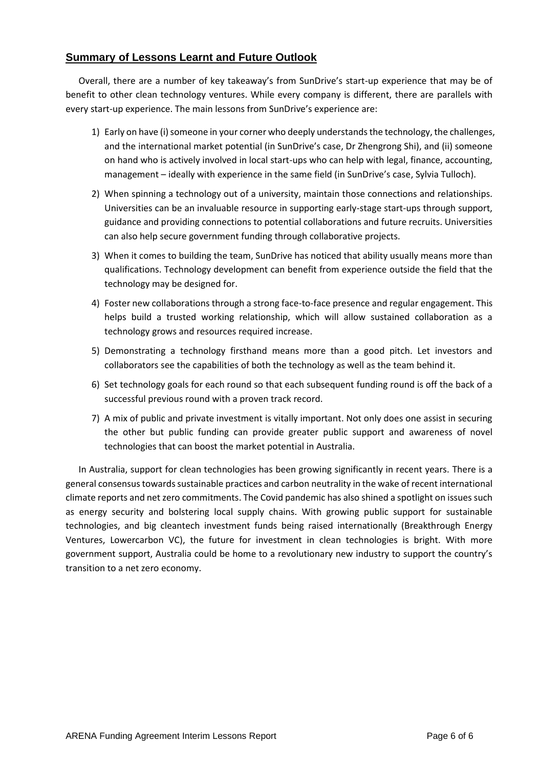## Summary of Lessons Learnt and Future Outlook

Overall, there are a number of key takeaway's from SunDrive's start-up experience that may be of benefit to other clean technology ventures. While every company is different, there are parallels with every start-up experience. The main lessons from SunDrive's experience are:

1) Early on have (i) someone in your corner who deeply understands the technology, the challenges, and the international market potential (in SunDrive's case, Dr Zhengrong Shi), and (ii) someone on hand who is actively involved in local start-ups who can help with legal, finance, accounting, management – ideally with experience in the same field (in SunDrive's case, Sylvia Tulloch).
2) When spinning a technology out of a university, maintain those connections and relationships. Universities can be an invaluable resource in supporting early-stage start-ups through support, guidance and providing connections to potential collaborations and future recruits. Universities can also help secure government funding through collaborative projects.
3) When it comes to building the team, SunDrive has noticed that ability usually means more than qualifications. Technology development can benefit from experience outside the field that the technology may be designed for.
4) Foster new collaborations through a strong face-to-face presence and regular engagement. This helps build a trusted working relationship, which will allow sustained collaboration as a technology grows and resources required increase.
5) Demonstrating a technology firsthand means more than a good pitch. Let investors and collaborators see the capabilities of both the technology as well as the team behind it.
6) Set technology goals for each round so that each subsequent funding round is off the back of a successful previous round with a proven track record.
7) A mix of public and private investment is vitally important. Not only does one assist in securing the other but public funding can provide greater public support and awareness of novel technologies that can boost the market potential in Australia.

In Australia, support for clean technologies has been growing significantly in recent years. There is a general consensus towards sustainable practices and carbon neutrality in the wake of recent international climate reports and net zero commitments. The Covid pandemic has also shined a spotlight on issues such as energy security and bolstering local supply chains. With growing public support for sustainable technologies, and big cleantech investment funds being raised internationally (Breakthrough Energy Ventures, Lowercarbon VC), the future for investment in clean technologies is bright. With more government support, Australia could be home to a revolutionary new industry to support the country's transition to a net zero economy.